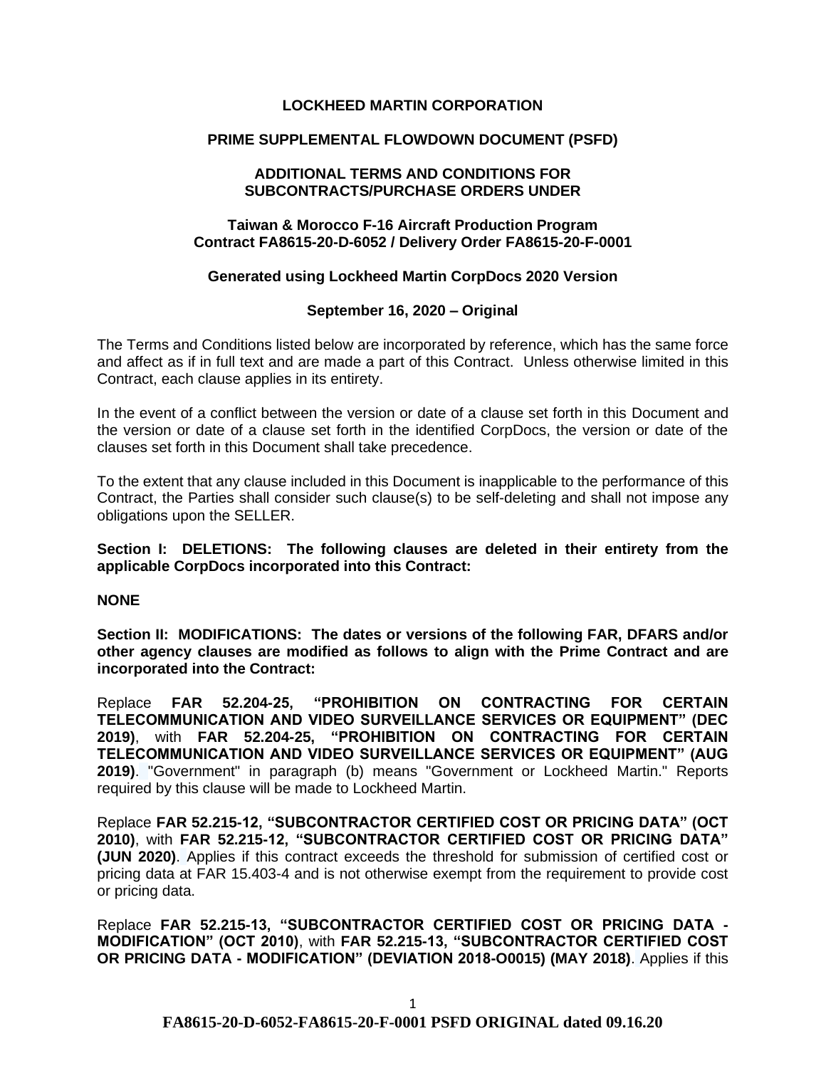**LOCKHEED MARTIN CORPORATION**

**PRIME SUPPLEMENTAL FLOWDOWN DOCUMENT (PSFD)**

**ADDITIONAL TERMS AND CONDITIONS FOR SUBCONTRACTS/PURCHASE ORDERS UNDER**

**Taiwan & Morocco F-16 Aircraft Production Program**
**Contract FA8615-20-D-6052 / Delivery Order FA8615-20-F-0001**

**Generated using Lockheed Martin CorpDocs 2020 Version**

**September 16, 2020 – Original**

The Terms and Conditions listed below are incorporated by reference, which has the same force and affect as if in full text and are made a part of this Contract. Unless otherwise limited in this Contract, each clause applies in its entirety.

In the event of a conflict between the version or date of a clause set forth in this Document and the version or date of a clause set forth in the identified CorpDocs, the version or date of the clauses set forth in this Document shall take precedence.

To the extent that any clause included in this Document is inapplicable to the performance of this Contract, the Parties shall consider such clause(s) to be self-deleting and shall not impose any obligations upon the SELLER.

**Section I: DELETIONS: The following clauses are deleted in their entirety from the applicable CorpDocs incorporated into this Contract:**

**NONE**

**Section II: MODIFICATIONS: The dates or versions of the following FAR, DFARS and/or other agency clauses are modified as follows to align with the Prime Contract and are incorporated into the Contract:**

Replace **FAR 52.204-25, "PROHIBITION ON CONTRACTING FOR CERTAIN TELECOMMUNICATION AND VIDEO SURVEILLANCE SERVICES OR EQUIPMENT" (DEC 2019)**, with **FAR 52.204-25, "PROHIBITION ON CONTRACTING FOR CERTAIN TELECOMMUNICATION AND VIDEO SURVEILLANCE SERVICES OR EQUIPMENT" (AUG 2019)**. "Government" in paragraph (b) means "Government or Lockheed Martin." Reports required by this clause will be made to Lockheed Martin.

Replace **FAR 52.215-12, "SUBCONTRACTOR CERTIFIED COST OR PRICING DATA" (OCT 2010)**, with **FAR 52.215-12, "SUBCONTRACTOR CERTIFIED COST OR PRICING DATA" (JUN 2020)**. Applies if this contract exceeds the threshold for submission of certified cost or pricing data at FAR 15.403-4 and is not otherwise exempt from the requirement to provide cost or pricing data.

Replace **FAR 52.215-13, "SUBCONTRACTOR CERTIFIED COST OR PRICING DATA - MODIFICATION" (OCT 2010)**, with **FAR 52.215-13, "SUBCONTRACTOR CERTIFIED COST OR PRICING DATA - MODIFICATION" (DEVIATION 2018-O0015) (MAY 2018)**. Applies if this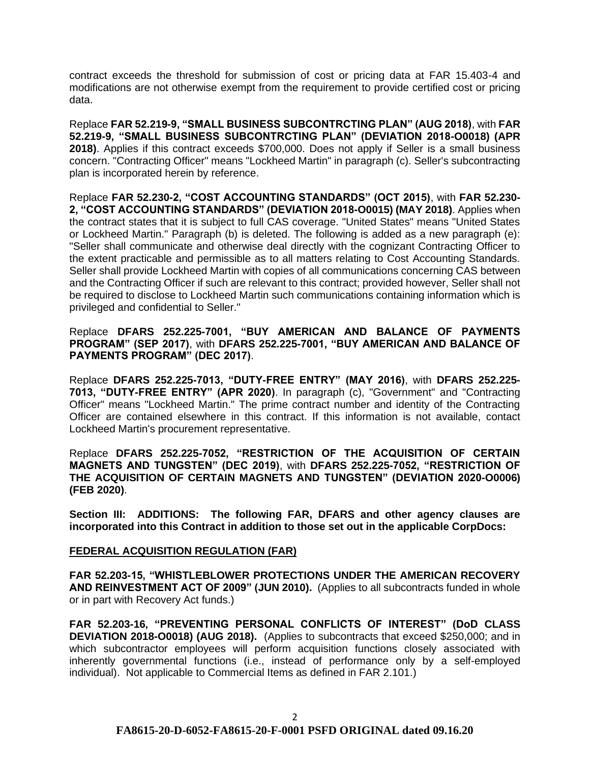contract exceeds the threshold for submission of cost or pricing data at FAR 15.403-4 and modifications are not otherwise exempt from the requirement to provide certified cost or pricing data.

Replace **FAR 52.219-9, "SMALL BUSINESS SUBCONTRCTING PLAN" (AUG 2018)**, with **FAR 52.219-9, "SMALL BUSINESS SUBCONTRCTING PLAN" (DEVIATION 2018-O0018) (APR 2018)**. Applies if this contract exceeds $700,000. Does not apply if Seller is a small business concern. "Contracting Officer" means "Lockheed Martin" in paragraph (c). Seller's subcontracting plan is incorporated herein by reference.

Replace **FAR 52.230-2, "COST ACCOUNTING STANDARDS" (OCT 2015)**, with **FAR 52.230-2, "COST ACCOUNTING STANDARDS" (DEVIATION 2018-O0015) (MAY 2018)**. Applies when the contract states that it is subject to full CAS coverage. "United States" means "United States or Lockheed Martin." Paragraph (b) is deleted. The following is added as a new paragraph (e): "Seller shall communicate and otherwise deal directly with the cognizant Contracting Officer to the extent practicable and permissible as to all matters relating to Cost Accounting Standards. Seller shall provide Lockheed Martin with copies of all communications concerning CAS between and the Contracting Officer if such are relevant to this contract; provided however, Seller shall not be required to disclose to Lockheed Martin such communications containing information which is privileged and confidential to Seller."

Replace **DFARS 252.225-7001, "BUY AMERICAN AND BALANCE OF PAYMENTS PROGRAM" (SEP 2017)**, with **DFARS 252.225-7001, "BUY AMERICAN AND BALANCE OF PAYMENTS PROGRAM" (DEC 2017)**.

Replace **DFARS 252.225-7013, "DUTY-FREE ENTRY" (MAY 2016)**, with **DFARS 252.225-7013, "DUTY-FREE ENTRY" (APR 2020)**. In paragraph (c), "Government" and "Contracting Officer" means "Lockheed Martin." The prime contract number and identity of the Contracting Officer are contained elsewhere in this contract. If this information is not available, contact Lockheed Martin's procurement representative.

Replace **DFARS 252.225-7052, "RESTRICTION OF THE ACQUISITION OF CERTAIN MAGNETS AND TUNGSTEN" (DEC 2019)**, with **DFARS 252.225-7052, "RESTRICTION OF THE ACQUISITION OF CERTAIN MAGNETS AND TUNGSTEN" (DEVIATION 2020-O0006) (FEB 2020)**.

**Section III: ADDITIONS: The following FAR, DFARS and other agency clauses are incorporated into this Contract in addition to those set out in the applicable CorpDocs:**

**FEDERAL ACQUISITION REGULATION (FAR)**

**FAR 52.203-15, "WHISTLEBLOWER PROTECTIONS UNDER THE AMERICAN RECOVERY AND REINVESTMENT ACT OF 2009" (JUN 2010).** (Applies to all subcontracts funded in whole or in part with Recovery Act funds.)

**FAR 52.203-16, "PREVENTING PERSONAL CONFLICTS OF INTEREST" (DoD CLASS DEVIATION 2018-O0018) (AUG 2018).** (Applies to subcontracts that exceed $250,000; and in which subcontractor employees will perform acquisition functions closely associated with inherently governmental functions (i.e., instead of performance only by a self-employed individual). Not applicable to Commercial Items as defined in FAR 2.101.)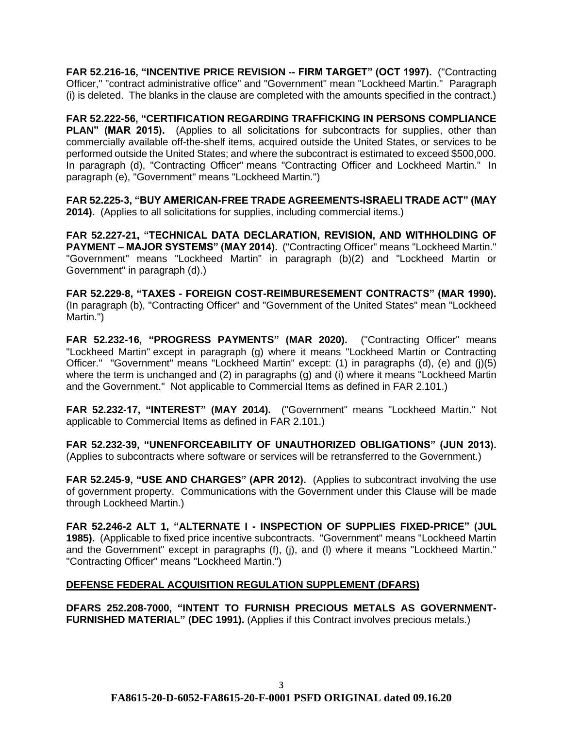**FAR 52.216-16, "INCENTIVE PRICE REVISION -- FIRM TARGET" (OCT 1997).** ("Contracting Officer," "contract administrative office" and "Government" mean "Lockheed Martin." Paragraph (i) is deleted. The blanks in the clause are completed with the amounts specified in the contract.)

**FAR 52.222-56, "CERTIFICATION REGARDING TRAFFICKING IN PERSONS COMPLIANCE PLAN" (MAR 2015).** (Applies to all solicitations for subcontracts for supplies, other than commercially available off-the-shelf items, acquired outside the United States, or services to be performed outside the United States; and where the subcontract is estimated to exceed $500,000. In paragraph (d), "Contracting Officer" means "Contracting Officer and Lockheed Martin." In paragraph (e), "Government" means "Lockheed Martin.")

**FAR 52.225-3, "BUY AMERICAN-FREE TRADE AGREEMENTS-ISRAELI TRADE ACT" (MAY 2014).** (Applies to all solicitations for supplies, including commercial items.)

**FAR 52.227-21, "TECHNICAL DATA DECLARATION, REVISION, AND WITHHOLDING OF PAYMENT – MAJOR SYSTEMS" (MAY 2014).** ("Contracting Officer" means "Lockheed Martin." "Government" means "Lockheed Martin" in paragraph (b)(2) and "Lockheed Martin or Government" in paragraph (d).)

**FAR 52.229-8, "TAXES - FOREIGN COST-REIMBURESEMENT CONTRACTS" (MAR 1990).** (In paragraph (b), "Contracting Officer" and "Government of the United States" mean "Lockheed Martin.")

**FAR 52.232-16, "PROGRESS PAYMENTS" (MAR 2020).** ("Contracting Officer" means "Lockheed Martin" except in paragraph (g) where it means "Lockheed Martin or Contracting Officer." "Government" means "Lockheed Martin" except: (1) in paragraphs (d), (e) and (j)(5) where the term is unchanged and (2) in paragraphs (g) and (i) where it means "Lockheed Martin and the Government." Not applicable to Commercial Items as defined in FAR 2.101.)

**FAR 52.232-17, "INTEREST" (MAY 2014).** ("Government" means "Lockheed Martin." Not applicable to Commercial Items as defined in FAR 2.101.)

**FAR 52.232-39, "UNENFORCEABILITY OF UNAUTHORIZED OBLIGATIONS" (JUN 2013).** (Applies to subcontracts where software or services will be retransferred to the Government.)

**FAR 52.245-9, "USE AND CHARGES" (APR 2012).** (Applies to subcontract involving the use of government property. Communications with the Government under this Clause will be made through Lockheed Martin.)

**FAR 52.246-2 ALT 1, "ALTERNATE I - INSPECTION OF SUPPLIES FIXED-PRICE" (JUL 1985).** (Applicable to fixed price incentive subcontracts. "Government" means "Lockheed Martin and the Government" except in paragraphs (f), (j), and (l) where it means "Lockheed Martin." "Contracting Officer" means "Lockheed Martin.")

**DEFENSE FEDERAL ACQUISITION REGULATION SUPPLEMENT (DFARS)**

**DFARS 252.208-7000, "INTENT TO FURNISH PRECIOUS METALS AS GOVERNMENT-FURNISHED MATERIAL" (DEC 1991).** (Applies if this Contract involves precious metals.)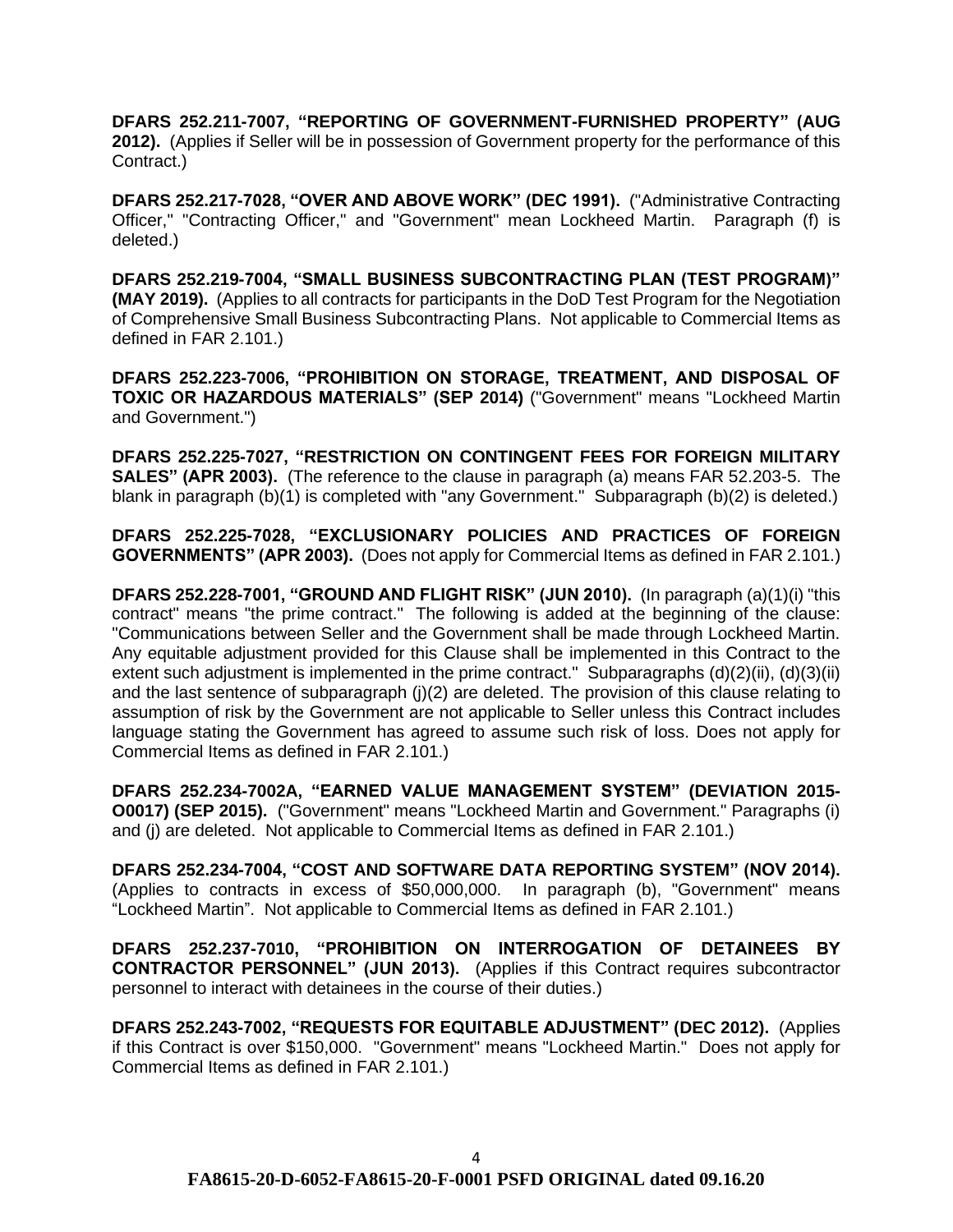**DFARS 252.211-7007, "REPORTING OF GOVERNMENT-FURNISHED PROPERTY" (AUG 2012).** (Applies if Seller will be in possession of Government property for the performance of this Contract.)

**DFARS 252.217-7028, "OVER AND ABOVE WORK" (DEC 1991).** ("Administrative Contracting Officer," "Contracting Officer," and "Government" mean Lockheed Martin. Paragraph (f) is deleted.)

**DFARS 252.219-7004, "SMALL BUSINESS SUBCONTRACTING PLAN (TEST PROGRAM)" (MAY 2019).** (Applies to all contracts for participants in the DoD Test Program for the Negotiation of Comprehensive Small Business Subcontracting Plans. Not applicable to Commercial Items as defined in FAR 2.101.)

**DFARS 252.223-7006, "PROHIBITION ON STORAGE, TREATMENT, AND DISPOSAL OF TOXIC OR HAZARDOUS MATERIALS" (SEP 2014)** ("Government" means "Lockheed Martin and Government.")

**DFARS 252.225-7027, "RESTRICTION ON CONTINGENT FEES FOR FOREIGN MILITARY SALES" (APR 2003).** (The reference to the clause in paragraph (a) means FAR 52.203-5. The blank in paragraph (b)(1) is completed with "any Government." Subparagraph (b)(2) is deleted.)

**DFARS 252.225-7028, "EXCLUSIONARY POLICIES AND PRACTICES OF FOREIGN GOVERNMENTS" (APR 2003).** (Does not apply for Commercial Items as defined in FAR 2.101.)

**DFARS 252.228-7001, "GROUND AND FLIGHT RISK" (JUN 2010).** (In paragraph (a)(1)(i) "this contract" means "the prime contract." The following is added at the beginning of the clause: "Communications between Seller and the Government shall be made through Lockheed Martin. Any equitable adjustment provided for this Clause shall be implemented in this Contract to the extent such adjustment is implemented in the prime contract." Subparagraphs (d)(2)(ii), (d)(3)(ii) and the last sentence of subparagraph (j)(2) are deleted. The provision of this clause relating to assumption of risk by the Government are not applicable to Seller unless this Contract includes language stating the Government has agreed to assume such risk of loss. Does not apply for Commercial Items as defined in FAR 2.101.)

**DFARS 252.234-7002A, "EARNED VALUE MANAGEMENT SYSTEM" (DEVIATION 2015-O0017) (SEP 2015).** ("Government" means "Lockheed Martin and Government." Paragraphs (i) and (j) are deleted. Not applicable to Commercial Items as defined in FAR 2.101.)

**DFARS 252.234-7004, "COST AND SOFTWARE DATA REPORTING SYSTEM" (NOV 2014).** (Applies to contracts in excess of $50,000,000. In paragraph (b), "Government" means "Lockheed Martin". Not applicable to Commercial Items as defined in FAR 2.101.)

**DFARS 252.237-7010, "PROHIBITION ON INTERROGATION OF DETAINEES BY CONTRACTOR PERSONNEL" (JUN 2013).** (Applies if this Contract requires subcontractor personnel to interact with detainees in the course of their duties.)

**DFARS 252.243-7002, "REQUESTS FOR EQUITABLE ADJUSTMENT" (DEC 2012).** (Applies if this Contract is over $150,000. "Government" means "Lockheed Martin." Does not apply for Commercial Items as defined in FAR 2.101.)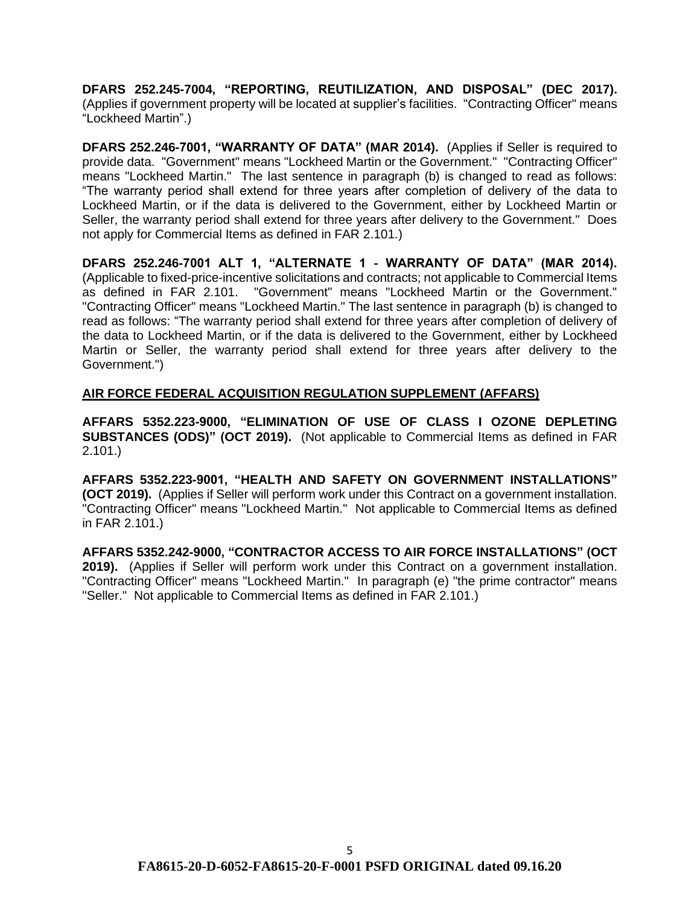**DFARS 252.245-7004, "REPORTING, REUTILIZATION, AND DISPOSAL" (DEC 2017).** (Applies if government property will be located at supplier's facilities. "Contracting Officer" means "Lockheed Martin".)

**DFARS 252.246-7001, "WARRANTY OF DATA" (MAR 2014).** (Applies if Seller is required to provide data. "Government" means "Lockheed Martin or the Government." "Contracting Officer" means "Lockheed Martin." The last sentence in paragraph (b) is changed to read as follows: "The warranty period shall extend for three years after completion of delivery of the data to Lockheed Martin, or if the data is delivered to the Government, either by Lockheed Martin or Seller, the warranty period shall extend for three years after delivery to the Government." Does not apply for Commercial Items as defined in FAR 2.101.)

**DFARS 252.246-7001 ALT 1, "ALTERNATE 1 - WARRANTY OF DATA" (MAR 2014).** (Applicable to fixed-price-incentive solicitations and contracts; not applicable to Commercial Items as defined in FAR 2.101. "Government" means "Lockheed Martin or the Government." "Contracting Officer" means "Lockheed Martin." The last sentence in paragraph (b) is changed to read as follows: "The warranty period shall extend for three years after completion of delivery of the data to Lockheed Martin, or if the data is delivered to the Government, either by Lockheed Martin or Seller, the warranty period shall extend for three years after delivery to the Government.")

**AIR FORCE FEDERAL ACQUISITION REGULATION SUPPLEMENT (AFFARS)**

**AFFARS 5352.223-9000, "ELIMINATION OF USE OF CLASS I OZONE DEPLETING SUBSTANCES (ODS)" (OCT 2019).** (Not applicable to Commercial Items as defined in FAR 2.101.)

**AFFARS 5352.223-9001, "HEALTH AND SAFETY ON GOVERNMENT INSTALLATIONS" (OCT 2019).** (Applies if Seller will perform work under this Contract on a government installation. "Contracting Officer" means "Lockheed Martin." Not applicable to Commercial Items as defined in FAR 2.101.)

**AFFARS 5352.242-9000, "CONTRACTOR ACCESS TO AIR FORCE INSTALLATIONS" (OCT 2019).** (Applies if Seller will perform work under this Contract on a government installation. "Contracting Officer" means "Lockheed Martin." In paragraph (e) "the prime contractor" means "Seller." Not applicable to Commercial Items as defined in FAR 2.101.)